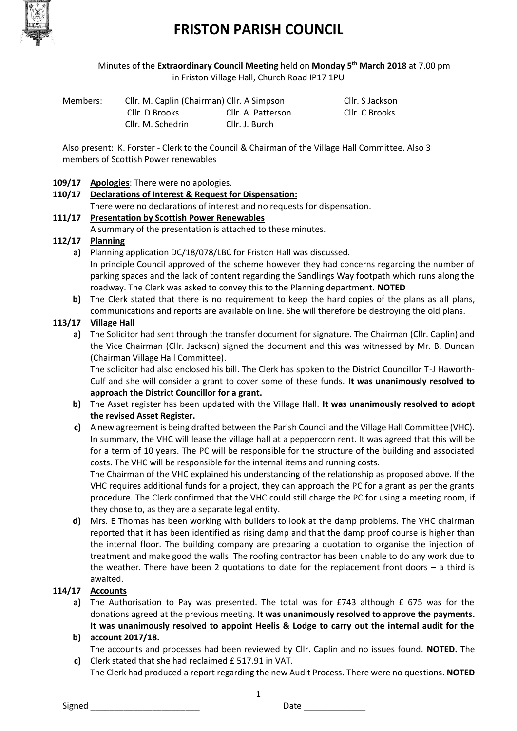# FRISTON PARISH COUNCIL

Minutes of the **Extraordinary Council Meeting** held on **Monday 5th March 2018** at 7.00 pm in Friston Village Hall, Church Road IP17 1PU

Members: Cllr. M. Caplin (Chairman) Cllr. A Simpson Cllr. S Jackson Cllr. D Brooks Cllr. A. Patterson Cllr. C Brooks Cllr. M. Schedrin Cllr. J. Burch

Also present: K. Forster - Clerk to the Council & Chairman of the Village Hall Committee. Also 3 members of Scottish Power renewables

**109/17 Apologies**: There were no apologies.

**110/17 Declarations of Interest & Request for Dispensation:**

There were no declarations of interest and no requests for dispensation.

**111/17 Presentation by Scottish Power Renewables**

A summary of the presentation is attached to these minutes.

**112/17 Planning**

**a)** Planning application DC/18/078/LBC for Friston Hall was discussed. In principle Council approved of the scheme however they had concerns regarding the number of parking spaces and the lack of content regarding the Sandlings Way footpath which runs along the roadway. The Clerk was asked to convey this to the Planning department. **NOTED**

**b)** The Clerk stated that there is no requirement to keep the hard copies of the plans as all plans, communications and reports are available on line. She will therefore be destroying the old plans.

**113/17 Village Hall**

**a)** The Solicitor had sent through the transfer document for signature. The Chairman (Cllr. Caplin) and the Vice Chairman (Cllr. Jackson) signed the document and this was witnessed by Mr. B. Duncan (Chairman Village Hall Committee).

The solicitor had also enclosed his bill. The Clerk has spoken to the District Councillor T-J Haworth-Culf and she will consider a grant to cover some of these funds. **It was unanimously resolved to approach the District Councillor for a grant.**

**b)** The Asset register has been updated with the Village Hall. **It was unanimously resolved to adopt the revised Asset Register.**

**c)** A new agreement is being drafted between the Parish Council and the Village Hall Committee (VHC). In summary, the VHC will lease the village hall at a peppercorn rent. It was agreed that this will be for a term of 10 years. The PC will be responsible for the structure of the building and associated costs. The VHC will be responsible for the internal items and running costs.

The Chairman of the VHC explained his understanding of the relationship as proposed above. If the VHC requires additional funds for a project, they can approach the PC for a grant as per the grants procedure. The Clerk confirmed that the VHC could still charge the PC for using a meeting room, if they chose to, as they are a separate legal entity.

**d)** Mrs. E Thomas has been working with builders to look at the damp problems. The VHC chairman reported that it has been identified as rising damp and that the damp proof course is higher than the internal floor. The building company are preparing a quotation to organise the injection of treatment and make good the walls. The roofing contractor has been unable to do any work due to the weather. There have been 2 quotations to date for the replacement front doors – a third is awaited.

**114/17 Accounts**

**a)** The Authorisation to Pay was presented. The total was for £743 although £ 675 was for the donations agreed at the previous meeting. **It was unanimously resolved to approve the payments.**

**b)** **It was unanimously resolved to appoint Heelis & Lodge to carry out the internal audit for the account 2017/18.**

**c)** The accounts and processes had been reviewed by Cllr. Caplin and no issues found. **NOTED.** The Clerk stated that she had reclaimed £ 517.91 in VAT.

The Clerk had produced a report regarding the new Audit Process. There were no questions. **NOTED**

Signed \_\_\_\_\_\_\_\_\_\_\_\_\_\_\_\_\_\_\_\_\_\_\_ Date \_\_\_\_\_\_\_\_\_\_\_\_\_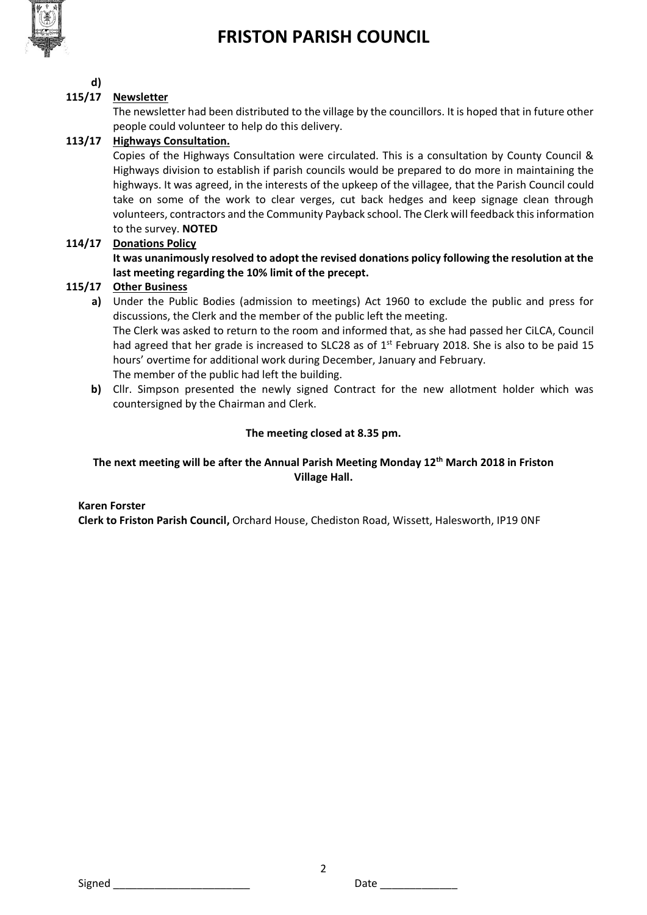**d)**

**115/17 Newsletter**

The newsletter had been distributed to the village by the councillors. It is hoped that in future other people could volunteer to help do this delivery.

**113/17 Highways Consultation.**

Copies of the Highways Consultation were circulated. This is a consultation by County Council & Highways division to establish if parish councils would be prepared to do more in maintaining the highways. It was agreed, in the interests of the upkeep of the villagee, that the Parish Council could take on some of the work to clear verges, cut back hedges and keep signage clean through volunteers, contractors and the Community Payback school. The Clerk will feedback this information to the survey. **NOTED**

**114/17 Donations Policy**

**It was unanimously resolved to adopt the revised donations policy following the resolution at the last meeting regarding the 10% limit of the precept.**

**115/17 Other Business**

**a)** Under the Public Bodies (admission to meetings) Act 1960 to exclude the public and press for discussions, the Clerk and the member of the public left the meeting.
The Clerk was asked to return to the room and informed that, as she had passed her CiLCA, Council had agreed that her grade is increased to SLC28 as of 1st February 2018. She is also to be paid 15 hours' overtime for additional work during December, January and February.
The member of the public had left the building.

**b)** Cllr. Simpson presented the newly signed Contract for the new allotment holder which was countersigned by the Chairman and Clerk.

**The meeting closed at 8.35 pm.**

**The next meeting will be after the Annual Parish Meeting Monday 12th March 2018 in Friston Village Hall.**

**Karen Forster**
**Clerk to Friston Parish Council,** Orchard House, Chediston Road, Wissett, Halesworth, IP19 0NF

Signed _______________________ Date _____________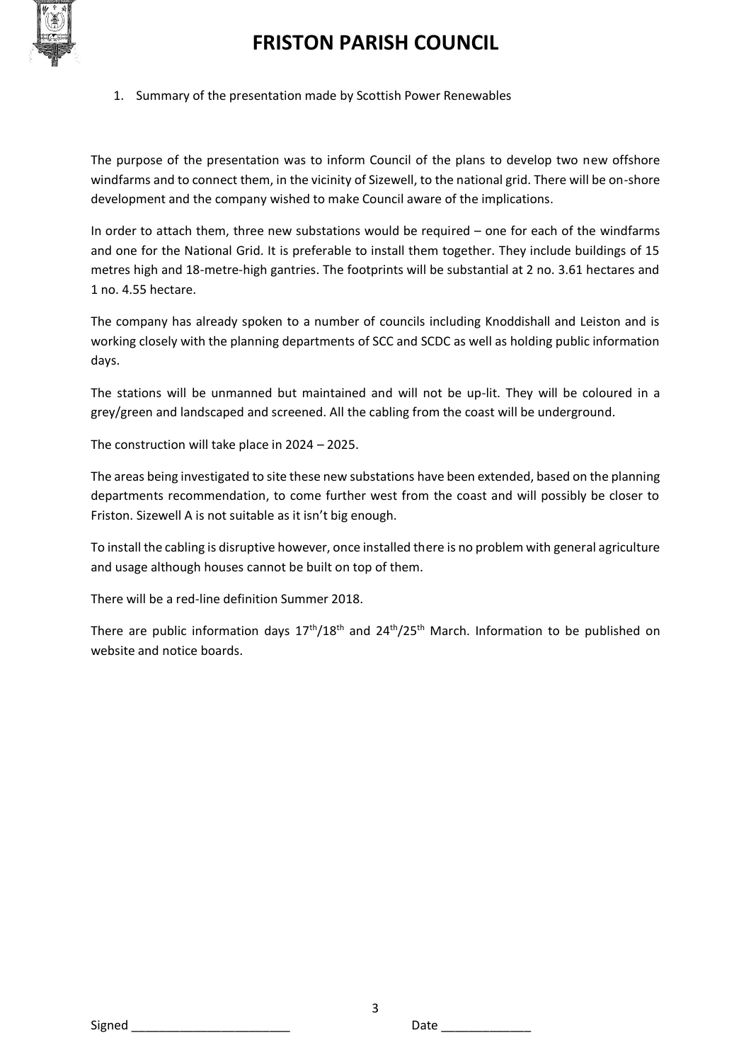# FRISTON PARISH COUNCIL

1. Summary of the presentation made by Scottish Power Renewables

The purpose of the presentation was to inform Council of the plans to develop two new offshore windfarms and to connect them, in the vicinity of Sizewell, to the national grid. There will be on-shore development and the company wished to make Council aware of the implications.

In order to attach them, three new substations would be required – one for each of the windfarms and one for the National Grid. It is preferable to install them together. They include buildings of 15 metres high and 18-metre-high gantries. The footprints will be substantial at 2 no. 3.61 hectares and 1 no. 4.55 hectare.

The company has already spoken to a number of councils including Knoddishall and Leiston and is working closely with the planning departments of SCC and SCDC as well as holding public information days.

The stations will be unmanned but maintained and will not be up-lit. They will be coloured in a grey/green and landscaped and screened. All the cabling from the coast will be underground.

The construction will take place in 2024 – 2025.

The areas being investigated to site these new substations have been extended, based on the planning departments recommendation, to come further west from the coast and will possibly be closer to Friston. Sizewell A is not suitable as it isn't big enough.

To install the cabling is disruptive however, once installed there is no problem with general agriculture and usage although houses cannot be built on top of them.

There will be a red-line definition Summer 2018.

There are public information days 17th/18th and 24th/25th March. Information to be published on website and notice boards.

Signed ______________________ Date ____________